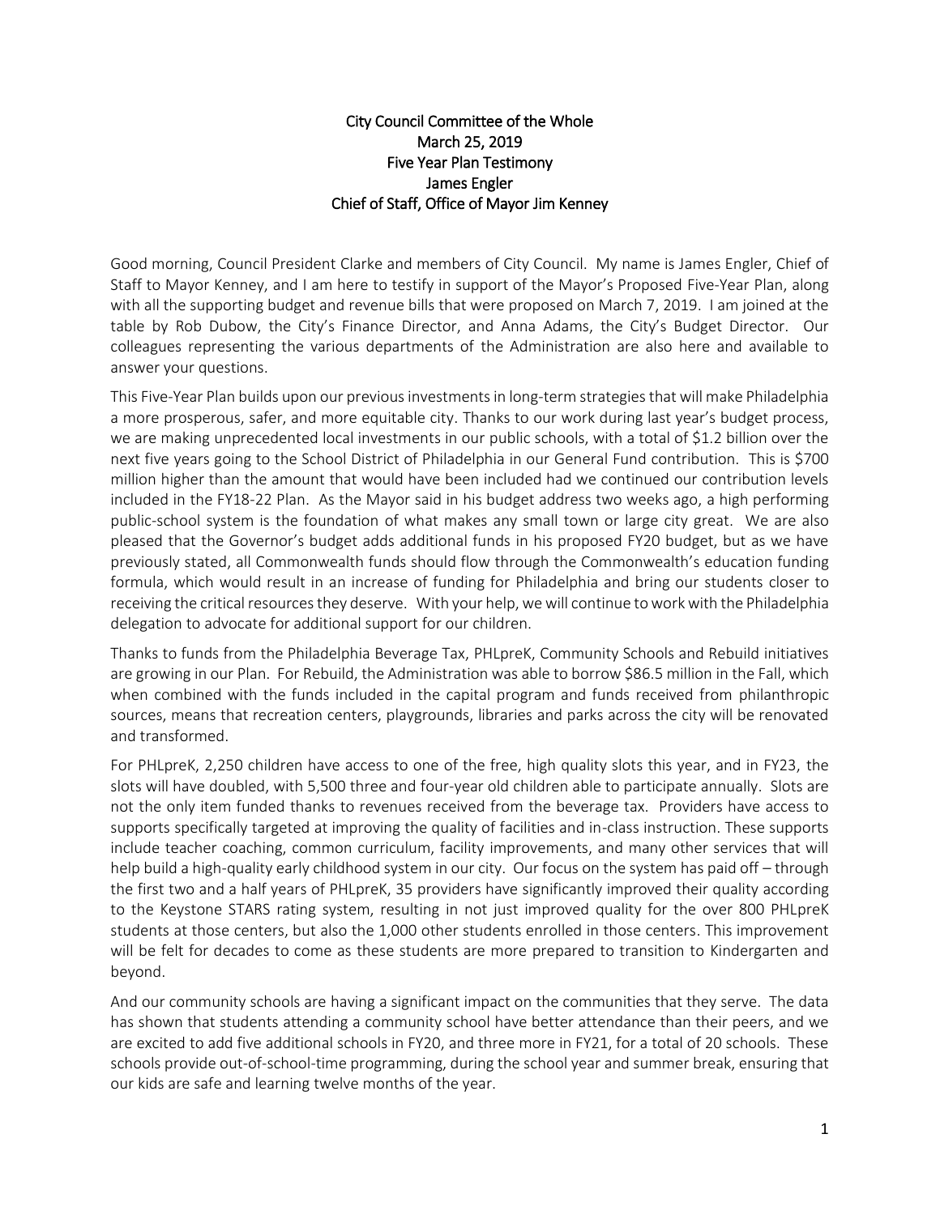**City Council Committee of the Whole**
**March 25, 2019**
**Five Year Plan Testimony**
**James Engler**
**Chief of Staff, Office of Mayor Jim Kenney**

Good morning, Council President Clarke and members of City Council. My name is James Engler, Chief of Staff to Mayor Kenney, and I am here to testify in support of the Mayor's Proposed Five-Year Plan, along with all the supporting budget and revenue bills that were proposed on March 7, 2019. I am joined at the table by Rob Dubow, the City's Finance Director, and Anna Adams, the City's Budget Director. Our colleagues representing the various departments of the Administration are also here and available to answer your questions.

This Five-Year Plan builds upon our previous investments in long-term strategies that will make Philadelphia a more prosperous, safer, and more equitable city. Thanks to our work during last year's budget process, we are making unprecedented local investments in our public schools, with a total of $1.2 billion over the next five years going to the School District of Philadelphia in our General Fund contribution. This is $700 million higher than the amount that would have been included had we continued our contribution levels included in the FY18-22 Plan. As the Mayor said in his budget address two weeks ago, a high performing public-school system is the foundation of what makes any small town or large city great. We are also pleased that the Governor's budget adds additional funds in his proposed FY20 budget, but as we have previously stated, all Commonwealth funds should flow through the Commonwealth's education funding formula, which would result in an increase of funding for Philadelphia and bring our students closer to receiving the critical resources they deserve. With your help, we will continue to work with the Philadelphia delegation to advocate for additional support for our children.

Thanks to funds from the Philadelphia Beverage Tax, PHLpreK, Community Schools and Rebuild initiatives are growing in our Plan. For Rebuild, the Administration was able to borrow $86.5 million in the Fall, which when combined with the funds included in the capital program and funds received from philanthropic sources, means that recreation centers, playgrounds, libraries and parks across the city will be renovated and transformed.

For PHLpreK, 2,250 children have access to one of the free, high quality slots this year, and in FY23, the slots will have doubled, with 5,500 three and four-year old children able to participate annually. Slots are not the only item funded thanks to revenues received from the beverage tax. Providers have access to supports specifically targeted at improving the quality of facilities and in-class instruction. These supports include teacher coaching, common curriculum, facility improvements, and many other services that will help build a high-quality early childhood system in our city. Our focus on the system has paid off – through the first two and a half years of PHLpreK, 35 providers have significantly improved their quality according to the Keystone STARS rating system, resulting in not just improved quality for the over 800 PHLpreK students at those centers, but also the 1,000 other students enrolled in those centers. This improvement will be felt for decades to come as these students are more prepared to transition to Kindergarten and beyond.

And our community schools are having a significant impact on the communities that they serve. The data has shown that students attending a community school have better attendance than their peers, and we are excited to add five additional schools in FY20, and three more in FY21, for a total of 20 schools. These schools provide out-of-school-time programming, during the school year and summer break, ensuring that our kids are safe and learning twelve months of the year.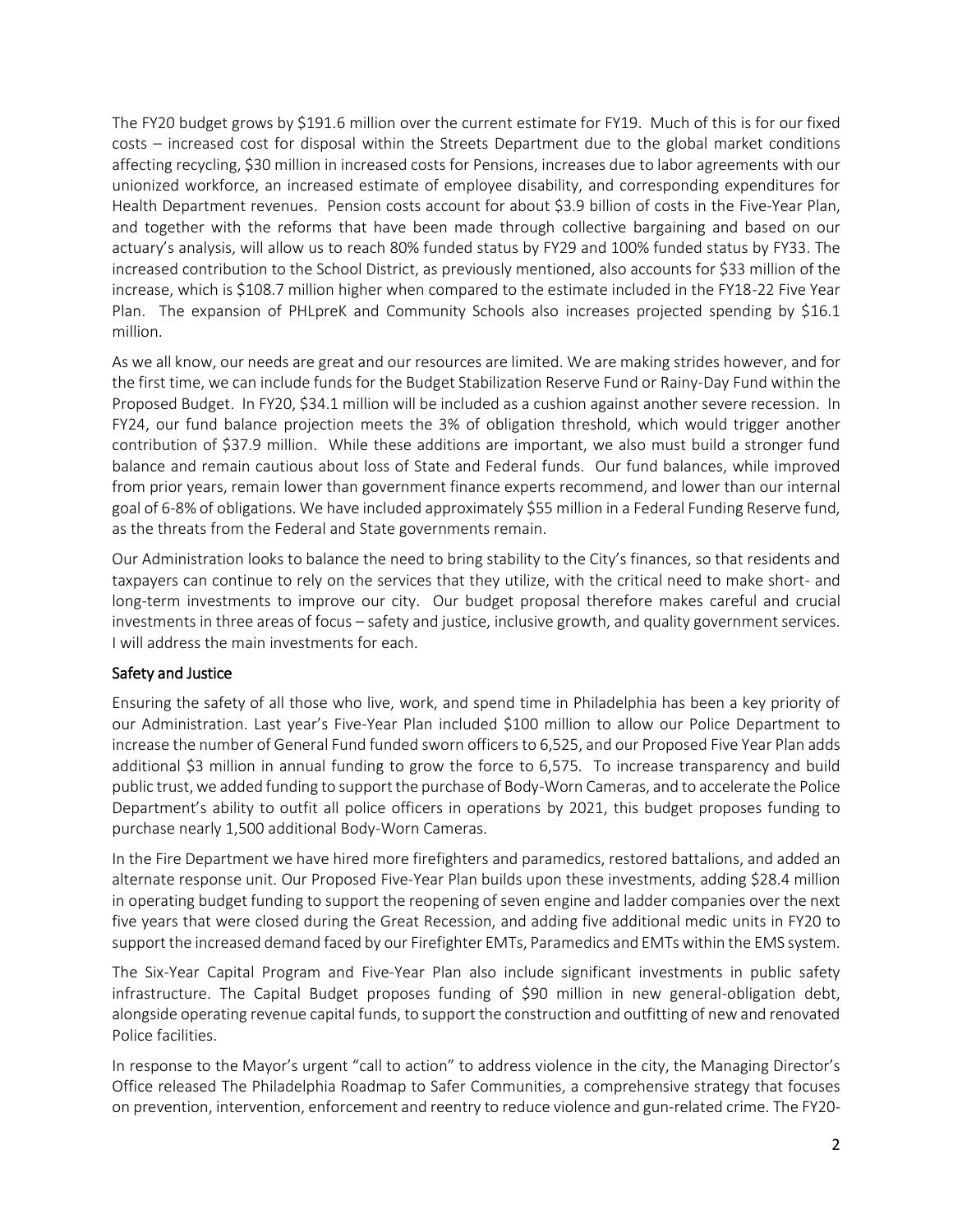The FY20 budget grows by $191.6 million over the current estimate for FY19. Much of this is for our fixed costs – increased cost for disposal within the Streets Department due to the global market conditions affecting recycling, $30 million in increased costs for Pensions, increases due to labor agreements with our unionized workforce, an increased estimate of employee disability, and corresponding expenditures for Health Department revenues. Pension costs account for about $3.9 billion of costs in the Five-Year Plan, and together with the reforms that have been made through collective bargaining and based on our actuary's analysis, will allow us to reach 80% funded status by FY29 and 100% funded status by FY33. The increased contribution to the School District, as previously mentioned, also accounts for $33 million of the increase, which is $108.7 million higher when compared to the estimate included in the FY18-22 Five Year Plan. The expansion of PHLpreK and Community Schools also increases projected spending by $16.1 million.

As we all know, our needs are great and our resources are limited. We are making strides however, and for the first time, we can include funds for the Budget Stabilization Reserve Fund or Rainy-Day Fund within the Proposed Budget. In FY20, $34.1 million will be included as a cushion against another severe recession. In FY24, our fund balance projection meets the 3% of obligation threshold, which would trigger another contribution of $37.9 million. While these additions are important, we also must build a stronger fund balance and remain cautious about loss of State and Federal funds. Our fund balances, while improved from prior years, remain lower than government finance experts recommend, and lower than our internal goal of 6-8% of obligations. We have included approximately $55 million in a Federal Funding Reserve fund, as the threats from the Federal and State governments remain.

Our Administration looks to balance the need to bring stability to the City's finances, so that residents and taxpayers can continue to rely on the services that they utilize, with the critical need to make short- and long-term investments to improve our city. Our budget proposal therefore makes careful and crucial investments in three areas of focus – safety and justice, inclusive growth, and quality government services. I will address the main investments for each.

## Safety and Justice

Ensuring the safety of all those who live, work, and spend time in Philadelphia has been a key priority of our Administration. Last year's Five-Year Plan included $100 million to allow our Police Department to increase the number of General Fund funded sworn officers to 6,525, and our Proposed Five Year Plan adds additional $3 million in annual funding to grow the force to 6,575. To increase transparency and build public trust, we added funding to support the purchase of Body-Worn Cameras, and to accelerate the Police Department's ability to outfit all police officers in operations by 2021, this budget proposes funding to purchase nearly 1,500 additional Body-Worn Cameras.

In the Fire Department we have hired more firefighters and paramedics, restored battalions, and added an alternate response unit. Our Proposed Five-Year Plan builds upon these investments, adding $28.4 million in operating budget funding to support the reopening of seven engine and ladder companies over the next five years that were closed during the Great Recession, and adding five additional medic units in FY20 to support the increased demand faced by our Firefighter EMTs, Paramedics and EMTs within the EMS system.

The Six-Year Capital Program and Five-Year Plan also include significant investments in public safety infrastructure. The Capital Budget proposes funding of $90 million in new general-obligation debt, alongside operating revenue capital funds, to support the construction and outfitting of new and renovated Police facilities.

In response to the Mayor's urgent "call to action" to address violence in the city, the Managing Director's Office released The Philadelphia Roadmap to Safer Communities, a comprehensive strategy that focuses on prevention, intervention, enforcement and reentry to reduce violence and gun-related crime. The FY20-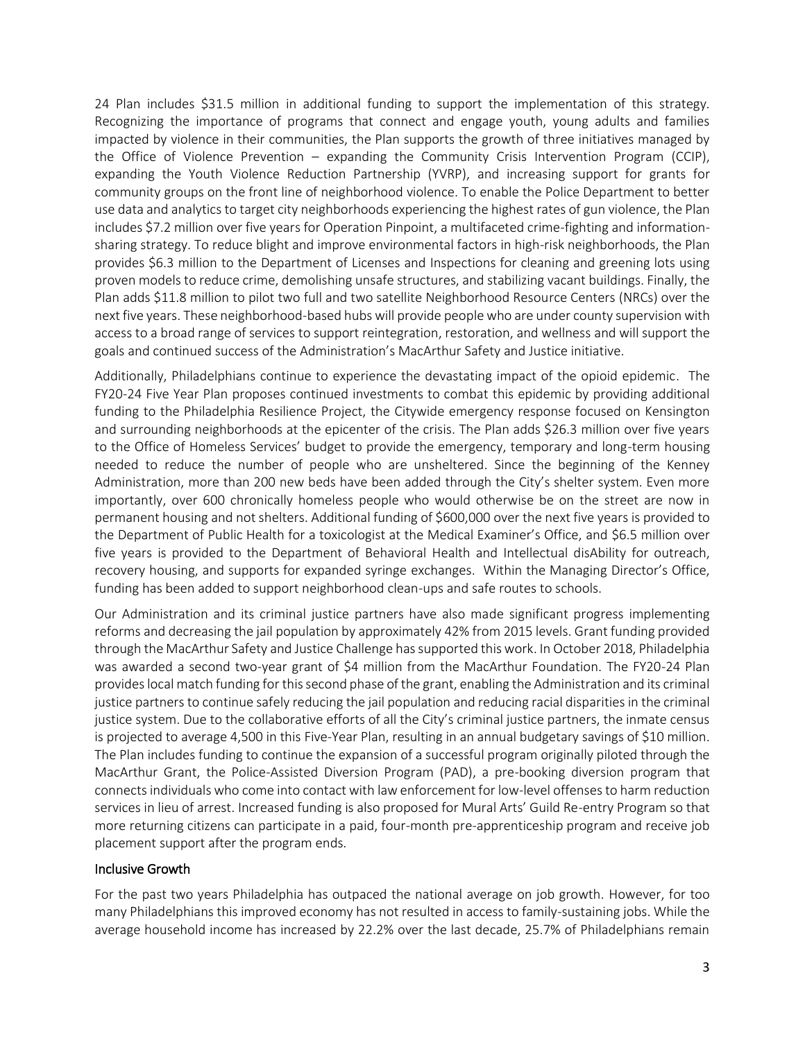24 Plan includes $31.5 million in additional funding to support the implementation of this strategy. Recognizing the importance of programs that connect and engage youth, young adults and families impacted by violence in their communities, the Plan supports the growth of three initiatives managed by the Office of Violence Prevention – expanding the Community Crisis Intervention Program (CCIP), expanding the Youth Violence Reduction Partnership (YVRP), and increasing support for grants for community groups on the front line of neighborhood violence. To enable the Police Department to better use data and analytics to target city neighborhoods experiencing the highest rates of gun violence, the Plan includes $7.2 million over five years for Operation Pinpoint, a multifaceted crime-fighting and information-sharing strategy. To reduce blight and improve environmental factors in high-risk neighborhoods, the Plan provides $6.3 million to the Department of Licenses and Inspections for cleaning and greening lots using proven models to reduce crime, demolishing unsafe structures, and stabilizing vacant buildings. Finally, the Plan adds $11.8 million to pilot two full and two satellite Neighborhood Resource Centers (NRCs) over the next five years. These neighborhood-based hubs will provide people who are under county supervision with access to a broad range of services to support reintegration, restoration, and wellness and will support the goals and continued success of the Administration's MacArthur Safety and Justice initiative.

Additionally, Philadelphians continue to experience the devastating impact of the opioid epidemic. The FY20-24 Five Year Plan proposes continued investments to combat this epidemic by providing additional funding to the Philadelphia Resilience Project, the Citywide emergency response focused on Kensington and surrounding neighborhoods at the epicenter of the crisis. The Plan adds $26.3 million over five years to the Office of Homeless Services' budget to provide the emergency, temporary and long-term housing needed to reduce the number of people who are unsheltered. Since the beginning of the Kenney Administration, more than 200 new beds have been added through the City's shelter system. Even more importantly, over 600 chronically homeless people who would otherwise be on the street are now in permanent housing and not shelters. Additional funding of $600,000 over the next five years is provided to the Department of Public Health for a toxicologist at the Medical Examiner's Office, and $6.5 million over five years is provided to the Department of Behavioral Health and Intellectual disAbility for outreach, recovery housing, and supports for expanded syringe exchanges. Within the Managing Director's Office, funding has been added to support neighborhood clean-ups and safe routes to schools.

Our Administration and its criminal justice partners have also made significant progress implementing reforms and decreasing the jail population by approximately 42% from 2015 levels. Grant funding provided through the MacArthur Safety and Justice Challenge has supported this work. In October 2018, Philadelphia was awarded a second two-year grant of $4 million from the MacArthur Foundation. The FY20-24 Plan provides local match funding for this second phase of the grant, enabling the Administration and its criminal justice partners to continue safely reducing the jail population and reducing racial disparities in the criminal justice system. Due to the collaborative efforts of all the City's criminal justice partners, the inmate census is projected to average 4,500 in this Five-Year Plan, resulting in an annual budgetary savings of $10 million. The Plan includes funding to continue the expansion of a successful program originally piloted through the MacArthur Grant, the Police-Assisted Diversion Program (PAD), a pre-booking diversion program that connects individuals who come into contact with law enforcement for low-level offenses to harm reduction services in lieu of arrest. Increased funding is also proposed for Mural Arts' Guild Re-entry Program so that more returning citizens can participate in a paid, four-month pre-apprenticeship program and receive job placement support after the program ends.

## Inclusive Growth

For the past two years Philadelphia has outpaced the national average on job growth. However, for too many Philadelphians this improved economy has not resulted in access to family-sustaining jobs. While the average household income has increased by 22.2% over the last decade, 25.7% of Philadelphians remain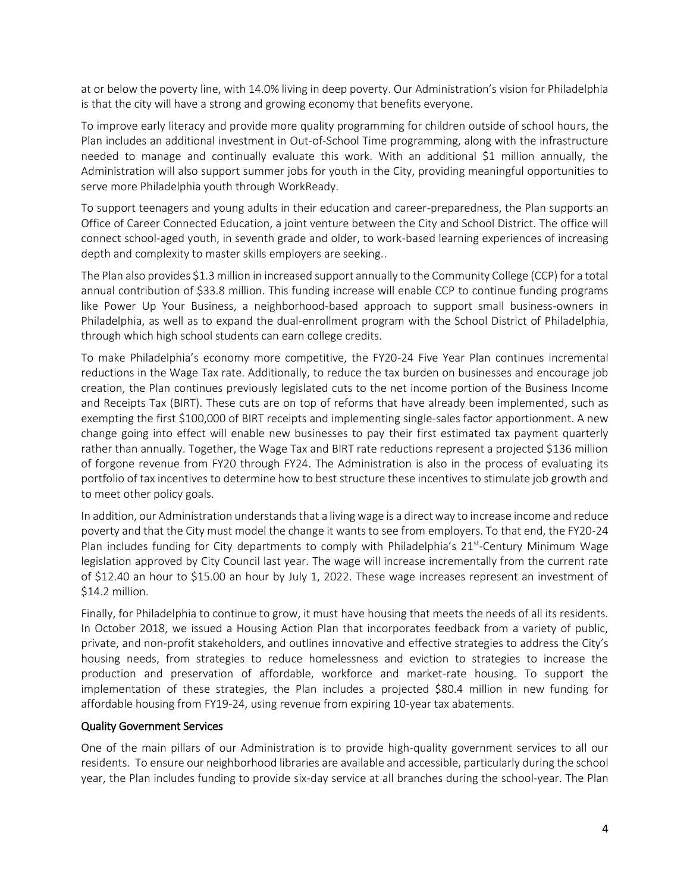at or below the poverty line, with 14.0% living in deep poverty. Our Administration's vision for Philadelphia is that the city will have a strong and growing economy that benefits everyone.

To improve early literacy and provide more quality programming for children outside of school hours, the Plan includes an additional investment in Out-of-School Time programming, along with the infrastructure needed to manage and continually evaluate this work. With an additional $1 million annually, the Administration will also support summer jobs for youth in the City, providing meaningful opportunities to serve more Philadelphia youth through WorkReady.

To support teenagers and young adults in their education and career-preparedness, the Plan supports an Office of Career Connected Education, a joint venture between the City and School District. The office will connect school-aged youth, in seventh grade and older, to work-based learning experiences of increasing depth and complexity to master skills employers are seeking..

The Plan also provides $1.3 million in increased support annually to the Community College (CCP) for a total annual contribution of $33.8 million. This funding increase will enable CCP to continue funding programs like Power Up Your Business, a neighborhood-based approach to support small business-owners in Philadelphia, as well as to expand the dual-enrollment program with the School District of Philadelphia, through which high school students can earn college credits.

To make Philadelphia's economy more competitive, the FY20-24 Five Year Plan continues incremental reductions in the Wage Tax rate. Additionally, to reduce the tax burden on businesses and encourage job creation, the Plan continues previously legislated cuts to the net income portion of the Business Income and Receipts Tax (BIRT). These cuts are on top of reforms that have already been implemented, such as exempting the first $100,000 of BIRT receipts and implementing single-sales factor apportionment. A new change going into effect will enable new businesses to pay their first estimated tax payment quarterly rather than annually. Together, the Wage Tax and BIRT rate reductions represent a projected $136 million of forgone revenue from FY20 through FY24. The Administration is also in the process of evaluating its portfolio of tax incentives to determine how to best structure these incentives to stimulate job growth and to meet other policy goals.

In addition, our Administration understands that a living wage is a direct way to increase income and reduce poverty and that the City must model the change it wants to see from employers. To that end, the FY20-24 Plan includes funding for City departments to comply with Philadelphia's 21st-Century Minimum Wage legislation approved by City Council last year. The wage will increase incrementally from the current rate of $12.40 an hour to $15.00 an hour by July 1, 2022. These wage increases represent an investment of $14.2 million.

Finally, for Philadelphia to continue to grow, it must have housing that meets the needs of all its residents. In October 2018, we issued a Housing Action Plan that incorporates feedback from a variety of public, private, and non-profit stakeholders, and outlines innovative and effective strategies to address the City's housing needs, from strategies to reduce homelessness and eviction to strategies to increase the production and preservation of affordable, workforce and market-rate housing. To support the implementation of these strategies, the Plan includes a projected $80.4 million in new funding for affordable housing from FY19-24, using revenue from expiring 10-year tax abatements.

## Quality Government Services

One of the main pillars of our Administration is to provide high-quality government services to all our residents. To ensure our neighborhood libraries are available and accessible, particularly during the school year, the Plan includes funding to provide six-day service at all branches during the school-year. The Plan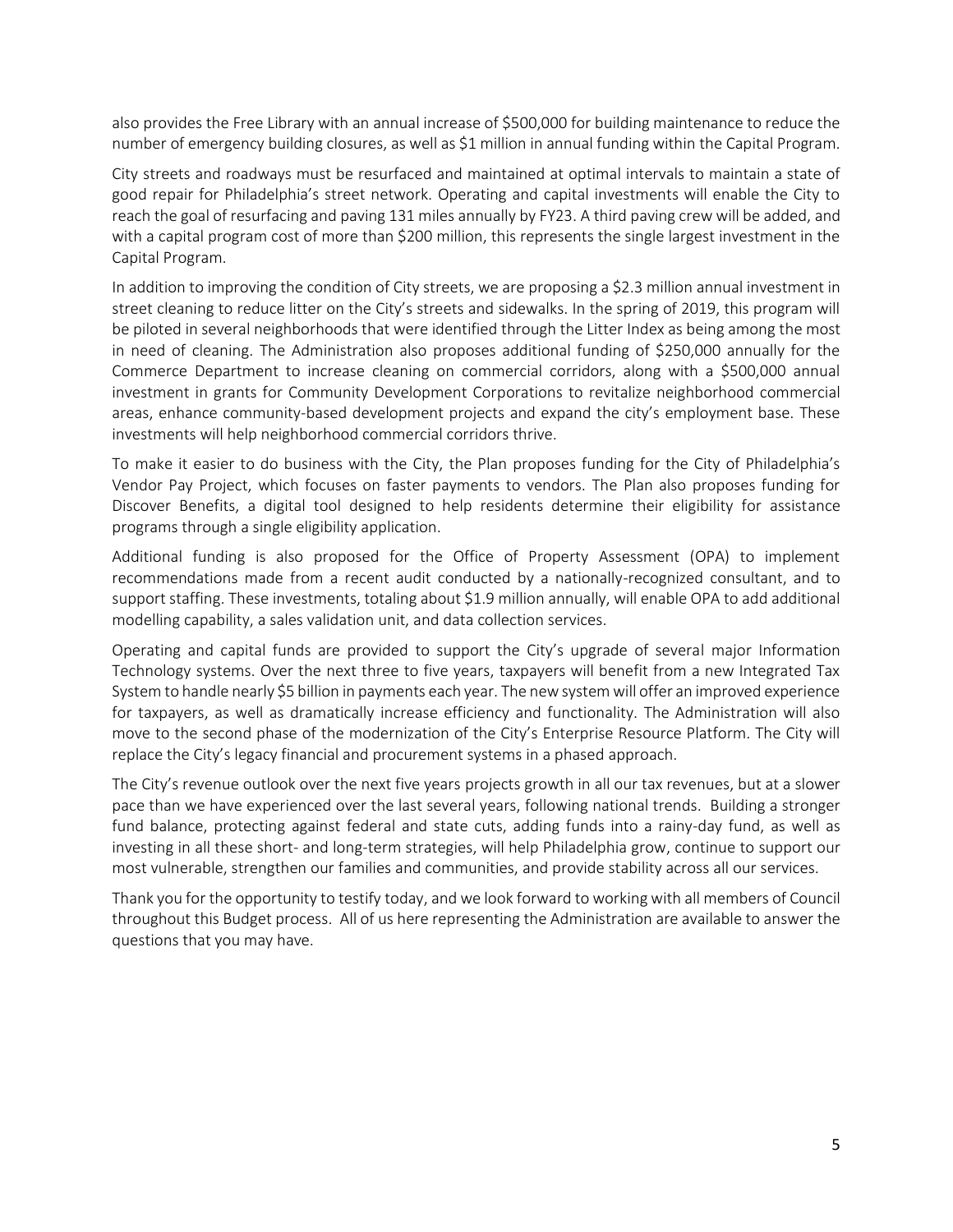also provides the Free Library with an annual increase of $500,000 for building maintenance to reduce the number of emergency building closures, as well as $1 million in annual funding within the Capital Program.

City streets and roadways must be resurfaced and maintained at optimal intervals to maintain a state of good repair for Philadelphia's street network. Operating and capital investments will enable the City to reach the goal of resurfacing and paving 131 miles annually by FY23. A third paving crew will be added, and with a capital program cost of more than $200 million, this represents the single largest investment in the Capital Program.

In addition to improving the condition of City streets, we are proposing a $2.3 million annual investment in street cleaning to reduce litter on the City's streets and sidewalks. In the spring of 2019, this program will be piloted in several neighborhoods that were identified through the Litter Index as being among the most in need of cleaning. The Administration also proposes additional funding of $250,000 annually for the Commerce Department to increase cleaning on commercial corridors, along with a $500,000 annual investment in grants for Community Development Corporations to revitalize neighborhood commercial areas, enhance community-based development projects and expand the city's employment base. These investments will help neighborhood commercial corridors thrive.

To make it easier to do business with the City, the Plan proposes funding for the City of Philadelphia's Vendor Pay Project, which focuses on faster payments to vendors. The Plan also proposes funding for Discover Benefits, a digital tool designed to help residents determine their eligibility for assistance programs through a single eligibility application.

Additional funding is also proposed for the Office of Property Assessment (OPA) to implement recommendations made from a recent audit conducted by a nationally-recognized consultant, and to support staffing. These investments, totaling about $1.9 million annually, will enable OPA to add additional modelling capability, a sales validation unit, and data collection services.

Operating and capital funds are provided to support the City's upgrade of several major Information Technology systems. Over the next three to five years, taxpayers will benefit from a new Integrated Tax System to handle nearly $5 billion in payments each year. The new system will offer an improved experience for taxpayers, as well as dramatically increase efficiency and functionality. The Administration will also move to the second phase of the modernization of the City's Enterprise Resource Platform. The City will replace the City's legacy financial and procurement systems in a phased approach.

The City's revenue outlook over the next five years projects growth in all our tax revenues, but at a slower pace than we have experienced over the last several years, following national trends. Building a stronger fund balance, protecting against federal and state cuts, adding funds into a rainy-day fund, as well as investing in all these short- and long-term strategies, will help Philadelphia grow, continue to support our most vulnerable, strengthen our families and communities, and provide stability across all our services.

Thank you for the opportunity to testify today, and we look forward to working with all members of Council throughout this Budget process. All of us here representing the Administration are available to answer the questions that you may have.